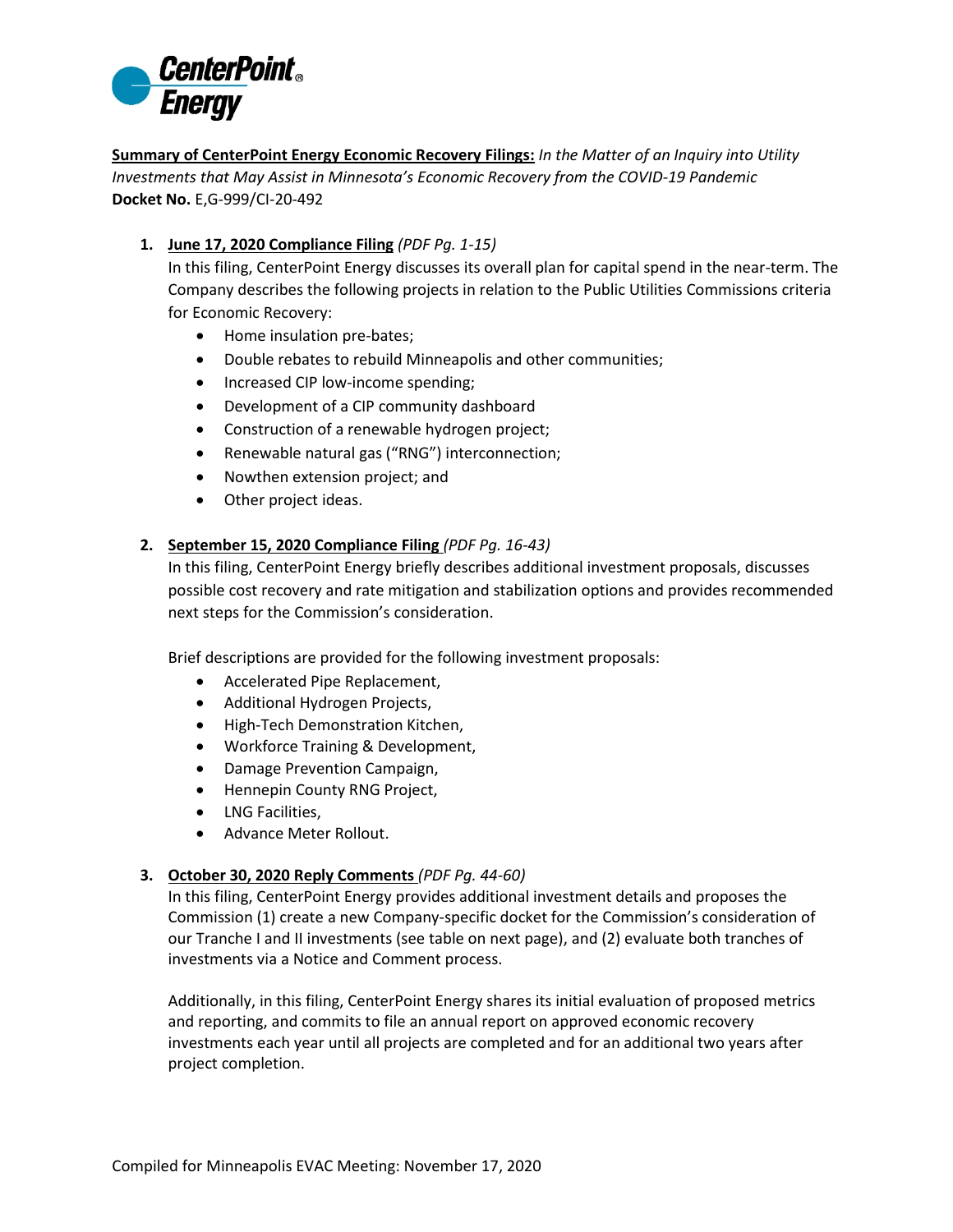CenterPoint Energy

**Summary of CenterPoint Energy Economic Recovery Filings:** *In the Matter of an Inquiry into Utility Investments that May Assist in Minnesota's Economic Recovery from the COVID-19 Pandemic*
**Docket No.** E,G-999/CI-20-492

1. **June 17, 2020 Compliance Filing** *(PDF Pg. 1-15)*
   In this filing, CenterPoint Energy discusses its overall plan for capital spend in the near-term. The Company describes the following projects in relation to the Public Utilities Commissions criteria for Economic Recovery:
   - Home insulation pre-bates;
   - Double rebates to rebuild Minneapolis and other communities;
   - Increased CIP low-income spending;
   - Development of a CIP community dashboard
   - Construction of a renewable hydrogen project;
   - Renewable natural gas ("RNG") interconnection;
   - Nowthen extension project; and
   - Other project ideas.

2. **September 15, 2020 Compliance Filing** *(PDF Pg. 16-43)*
   In this filing, CenterPoint Energy briefly describes additional investment proposals, discusses possible cost recovery and rate mitigation and stabilization options and provides recommended next steps for the Commission's consideration.

   Brief descriptions are provided for the following investment proposals:
   - Accelerated Pipe Replacement,
   - Additional Hydrogen Projects,
   - High-Tech Demonstration Kitchen,
   - Workforce Training & Development,
   - Damage Prevention Campaign,
   - Hennepin County RNG Project,
   - LNG Facilities,
   - Advance Meter Rollout.

3. **October 30, 2020 Reply Comments** *(PDF Pg. 44-60)*
   In this filing, CenterPoint Energy provides additional investment details and proposes the Commission (1) create a new Company-specific docket for the Commission's consideration of our Tranche I and II investments (see table on next page), and (2) evaluate both tranches of investments via a Notice and Comment process.

   Additionally, in this filing, CenterPoint Energy shares its initial evaluation of proposed metrics and reporting, and commits to file an annual report on approved economic recovery investments each year until all projects are completed and for an additional two years after project completion.

Compiled for Minneapolis EVAC Meeting: November 17, 2020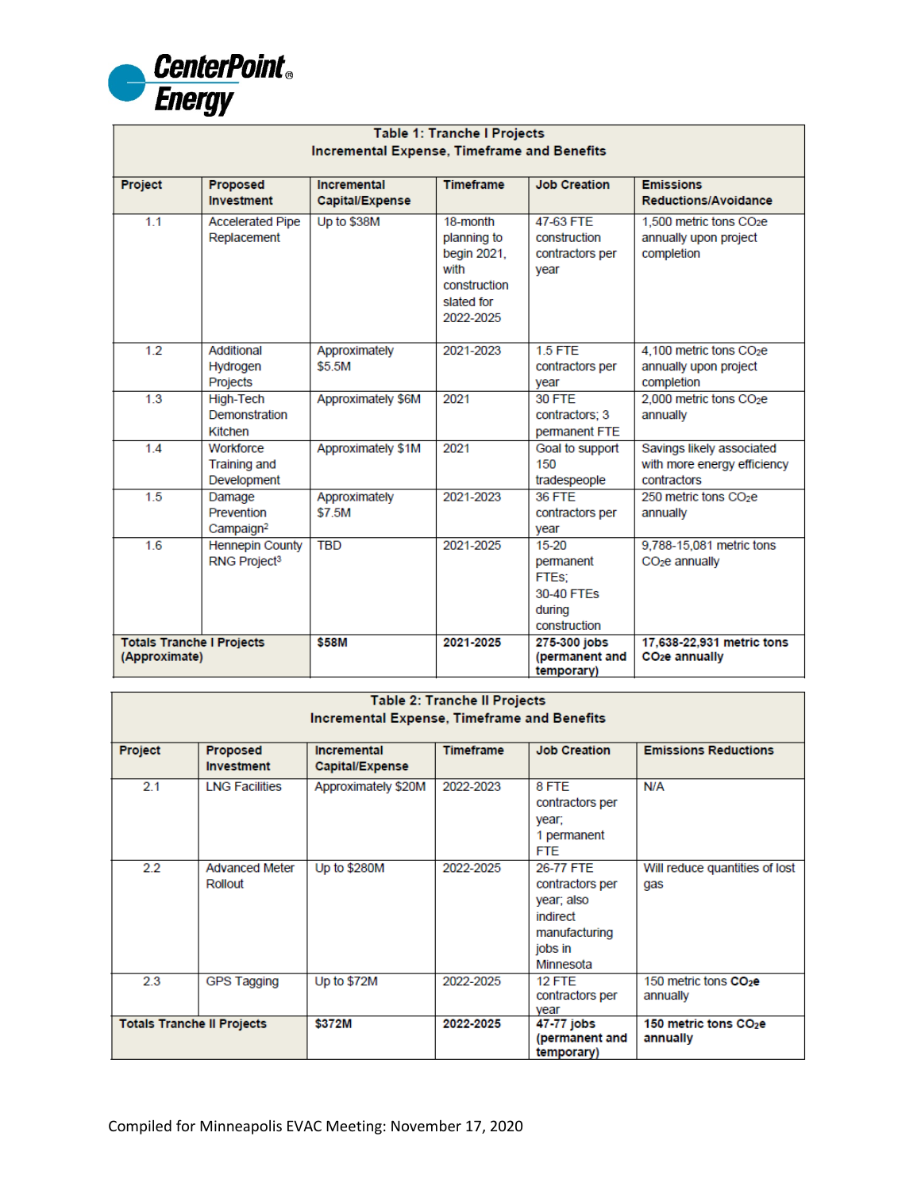**CenterPoint Energy**

| Table 1: Tranche I Projects<br>Incremental Expense, Timeframe and Benefits | | | | | |
|---|---|---|---|---|---|
| **Project** | **Proposed Investment** | **Incremental Capital/Expense** | **Timeframe** | **Job Creation** | **Emissions Reductions/Avoidance** |
| 1.1 | Accelerated Pipe Replacement | Up to $38M | 18-month planning to begin 2021, with construction slated for 2022-2025 | 47-63 FTE construction contractors per year | 1,500 metric tons $CO_2e$ annually upon project completion |
| 1.2 | Additional Hydrogen Projects | Approximately $5.5M | 2021-2023 | 1.5 FTE contractors per year | 4,100 metric tons $CO_2e$ annually upon project completion |
| 1.3 | High-Tech Demonstration Kitchen | Approximately $6M | 2021 | 30 FTE contractors; 3 permanent FTE | 2,000 metric tons $CO_2e$ annually |
| 1.4 | Workforce Training and Development | Approximately $1M | 2021 | Goal to support 150 tradespeople | Savings likely associated with more energy efficiency contractors |
| 1.5 | Damage Prevention Campaign[2] | Approximately $7.5M | 2021-2023 | 36 FTE contractors per year | 250 metric tons $CO_2e$ annually |
| 1.6 | Hennepin County RNG Project[3] | TBD | 2021-2025 | 15-20 permanent FTEs; 30-40 FTEs during construction | 9,788-15,081 metric tons $CO_2e$ annually |
| **Totals Tranche I Projects (Approximate)** | | **$58M** | **2021-2025** | **275-300 jobs (permanent and temporary)** | **17,638-22,931 metric tons $CO_2e$ annually** |

| Table 2: Tranche II Projects<br>Incremental Expense, Timeframe and Benefits | | | | | |
|---|---|---|---|---|---|
| **Project** | **Proposed Investment** | **Incremental Capital/Expense** | **Timeframe** | **Job Creation** | **Emissions Reductions** |
| 2.1 | LNG Facilities | Approximately $20M | 2022-2023 | 8 FTE contractors per year; 1 permanent FTE | N/A |
| 2.2 | Advanced Meter Rollout | Up to $280M | 2022-2025 | 26-77 FTE contractors per year; also indirect manufacturing jobs in Minnesota | Will reduce quantities of lost gas |
| 2.3 | GPS Tagging | Up to $72M | 2022-2025 | 12 FTE contractors per year | 150 metric tons $CO_2e$ annually |
| **Totals Tranche II Projects** | | **$372M** | **2022-2025** | **47-77 jobs (permanent and temporary)** | **150 metric tons $CO_2e$ annually** |

Compiled for Minneapolis EVAC Meeting: November 17, 2020